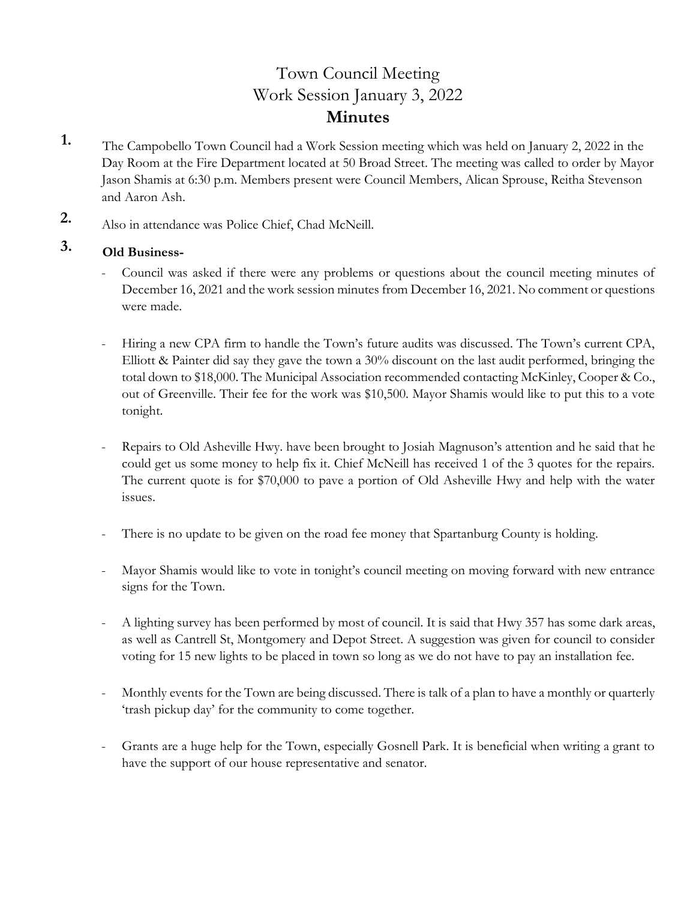# Town Council Meeting
# Work Session January 3, 2022
## **Minutes**

1. The Campobello Town Council had a Work Session meeting which was held on January 2, 2022 in the Day Room at the Fire Department located at 50 Broad Street. The meeting was called to order by Mayor Jason Shamis at 6:30 p.m. Members present were Council Members, Alican Sprouse, Reitha Stevenson and Aaron Ash.

2. Also in attendance was Police Chief, Chad McNeill.

3. **Old Business-**

   - Council was asked if there were any problems or questions about the council meeting minutes of December 16, 2021 and the work session minutes from December 16, 2021. No comment or questions were made.

   - Hiring a new CPA firm to handle the Town's future audits was discussed. The Town's current CPA, Elliott & Painter did say they gave the town a 30% discount on the last audit performed, bringing the total down to $18,000. The Municipal Association recommended contacting McKinley, Cooper & Co., out of Greenville. Their fee for the work was $10,500. Mayor Shamis would like to put this to a vote tonight.

   - Repairs to Old Asheville Hwy. have been brought to Josiah Magnuson's attention and he said that he could get us some money to help fix it. Chief McNeill has received 1 of the 3 quotes for the repairs. The current quote is for $70,000 to pave a portion of Old Asheville Hwy and help with the water issues.

   - There is no update to be given on the road fee money that Spartanburg County is holding.

   - Mayor Shamis would like to vote in tonight's council meeting on moving forward with new entrance signs for the Town.

   - A lighting survey has been performed by most of council. It is said that Hwy 357 has some dark areas, as well as Cantrell St, Montgomery and Depot Street. A suggestion was given for council to consider voting for 15 new lights to be placed in town so long as we do not have to pay an installation fee.

   - Monthly events for the Town are being discussed. There is talk of a plan to have a monthly or quarterly 'trash pickup day' for the community to come together.

   - Grants are a huge help for the Town, especially Gosnell Park. It is beneficial when writing a grant to have the support of our house representative and senator.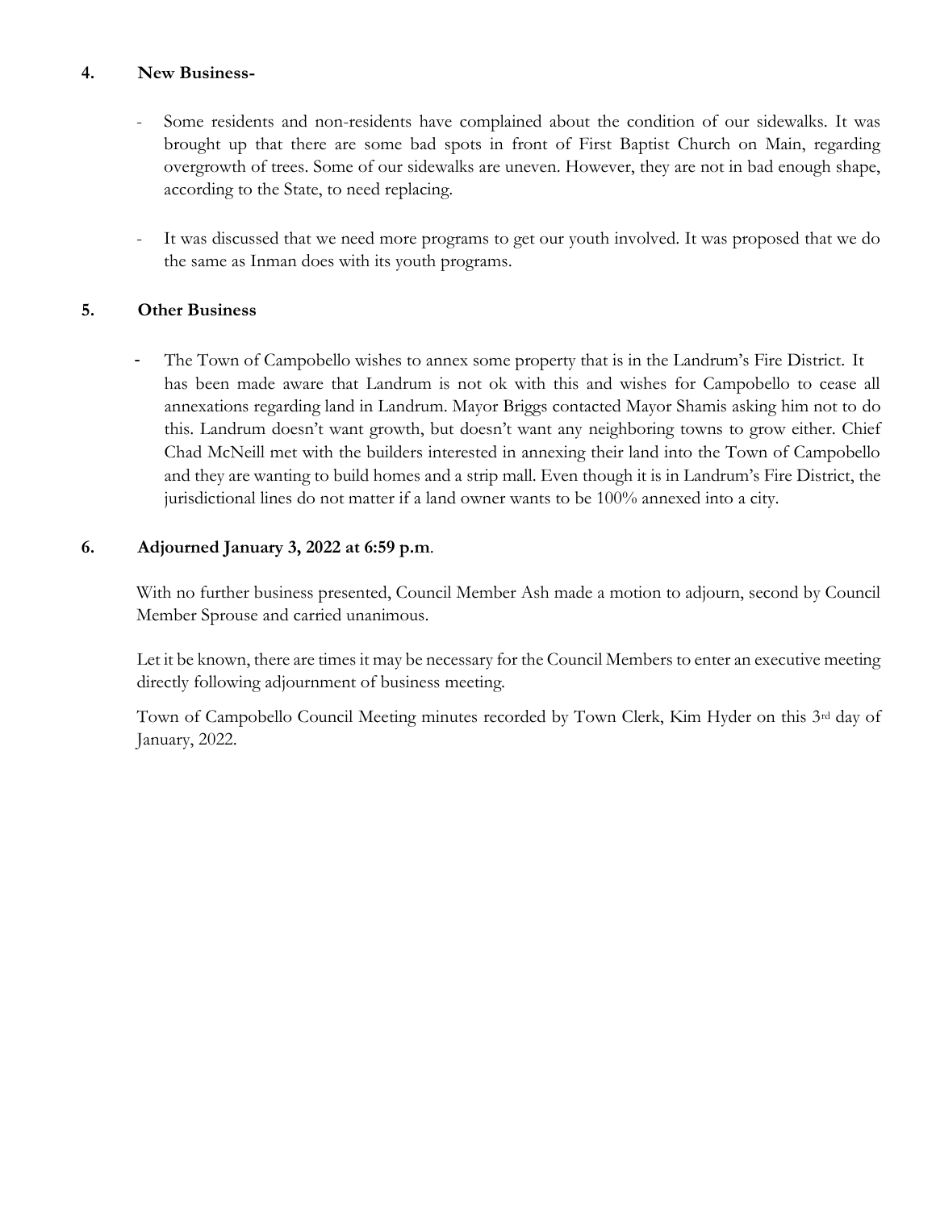**4. New Business-**

- Some residents and non-residents have complained about the condition of our sidewalks. It was brought up that there are some bad spots in front of First Baptist Church on Main, regarding overgrowth of trees. Some of our sidewalks are uneven. However, they are not in bad enough shape, according to the State, to need replacing.

- It was discussed that we need more programs to get our youth involved. It was proposed that we do the same as Inman does with its youth programs.

**5. Other Business**

- The Town of Campobello wishes to annex some property that is in the Landrum's Fire District. It has been made aware that Landrum is not ok with this and wishes for Campobello to cease all annexations regarding land in Landrum. Mayor Briggs contacted Mayor Shamis asking him not to do this. Landrum doesn't want growth, but doesn't want any neighboring towns to grow either. Chief Chad McNeill met with the builders interested in annexing their land into the Town of Campobello and they are wanting to build homes and a strip mall. Even though it is in Landrum's Fire District, the jurisdictional lines do not matter if a land owner wants to be 100% annexed into a city.

**6. Adjourned January 3, 2022 at 6:59 p.m.**

With no further business presented, Council Member Ash made a motion to adjourn, second by Council Member Sprouse and carried unanimous.

Let it be known, there are times it may be necessary for the Council Members to enter an executive meeting directly following adjournment of business meeting.

Town of Campobello Council Meeting minutes recorded by Town Clerk, Kim Hyder on this 3rd day of January, 2022.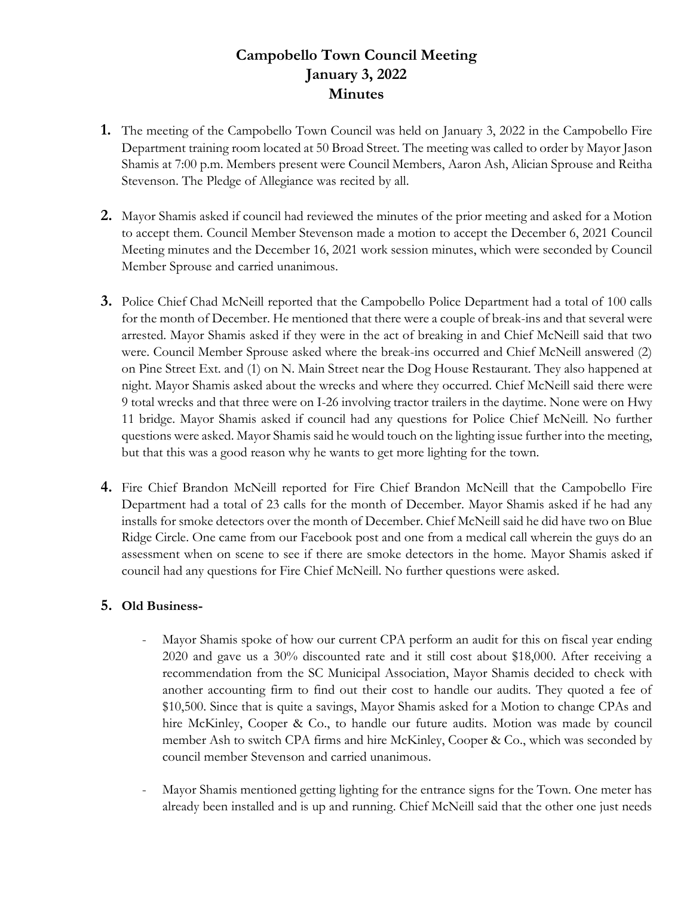# Campobello Town Council Meeting
# January 3, 2022
# Minutes

1. The meeting of the Campobello Town Council was held on January 3, 2022 in the Campobello Fire Department training room located at 50 Broad Street. The meeting was called to order by Mayor Jason Shamis at 7:00 p.m. Members present were Council Members, Aaron Ash, Alician Sprouse and Reitha Stevenson. The Pledge of Allegiance was recited by all.

2. Mayor Shamis asked if council had reviewed the minutes of the prior meeting and asked for a Motion to accept them. Council Member Stevenson made a motion to accept the December 6, 2021 Council Meeting minutes and the December 16, 2021 work session minutes, which were seconded by Council Member Sprouse and carried unanimous.

3. Police Chief Chad McNeill reported that the Campobello Police Department had a total of 100 calls for the month of December. He mentioned that there were a couple of break-ins and that several were arrested. Mayor Shamis asked if they were in the act of breaking in and Chief McNeill said that two were. Council Member Sprouse asked where the break-ins occurred and Chief McNeill answered (2) on Pine Street Ext. and (1) on N. Main Street near the Dog House Restaurant. They also happened at night. Mayor Shamis asked about the wrecks and where they occurred. Chief McNeill said there were 9 total wrecks and that three were on I-26 involving tractor trailers in the daytime. None were on Hwy 11 bridge. Mayor Shamis asked if council had any questions for Police Chief McNeill. No further questions were asked. Mayor Shamis said he would touch on the lighting issue further into the meeting, but that this was a good reason why he wants to get more lighting for the town.

4. Fire Chief Brandon McNeill reported for Fire Chief Brandon McNeill that the Campobello Fire Department had a total of 23 calls for the month of December. Mayor Shamis asked if he had any installs for smoke detectors over the month of December. Chief McNeill said he did have two on Blue Ridge Circle. One came from our Facebook post and one from a medical call wherein the guys do an assessment when on scene to see if there are smoke detectors in the home. Mayor Shamis asked if council had any questions for Fire Chief McNeill. No further questions were asked.

5. **Old Business-**

    - Mayor Shamis spoke of how our current CPA perform an audit for this on fiscal year ending 2020 and gave us a 30% discounted rate and it still cost about $18,000. After receiving a recommendation from the SC Municipal Association, Mayor Shamis decided to check with another accounting firm to find out their cost to handle our audits. They quoted a fee of $10,500. Since that is quite a savings, Mayor Shamis asked for a Motion to change CPAs and hire McKinley, Cooper & Co., to handle our future audits. Motion was made by council member Ash to switch CPA firms and hire McKinley, Cooper & Co., which was seconded by council member Stevenson and carried unanimous.

    - Mayor Shamis mentioned getting lighting for the entrance signs for the Town. One meter has already been installed and is up and running. Chief McNeill said that the other one just needs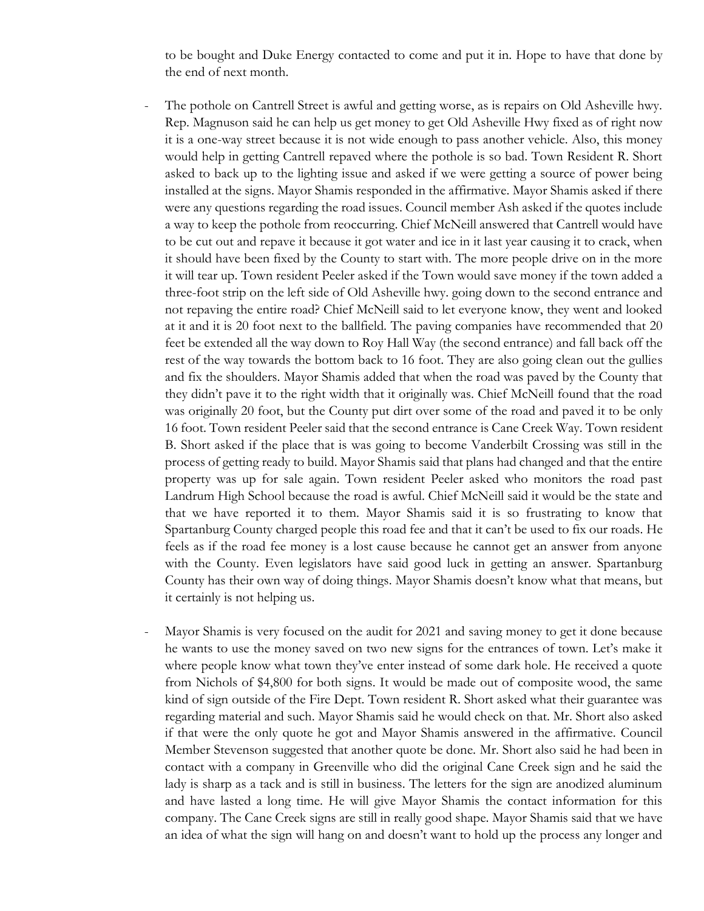to be bought and Duke Energy contacted to come and put it in. Hope to have that done by the end of next month.

- The pothole on Cantrell Street is awful and getting worse, as is repairs on Old Asheville hwy. Rep. Magnuson said he can help us get money to get Old Asheville Hwy fixed as of right now it is a one-way street because it is not wide enough to pass another vehicle. Also, this money would help in getting Cantrell repaved where the pothole is so bad. Town Resident R. Short asked to back up to the lighting issue and asked if we were getting a source of power being installed at the signs. Mayor Shamis responded in the affirmative. Mayor Shamis asked if there were any questions regarding the road issues. Council member Ash asked if the quotes include a way to keep the pothole from reoccurring. Chief McNeill answered that Cantrell would have to be cut out and repave it because it got water and ice in it last year causing it to crack, when it should have been fixed by the County to start with. The more people drive on in the more it will tear up. Town resident Peeler asked if the Town would save money if the town added a three-foot strip on the left side of Old Asheville hwy. going down to the second entrance and not repaving the entire road? Chief McNeill said to let everyone know, they went and looked at it and it is 20 foot next to the ballfield. The paving companies have recommended that 20 feet be extended all the way down to Roy Hall Way (the second entrance) and fall back off the rest of the way towards the bottom back to 16 foot. They are also going clean out the gullies and fix the shoulders. Mayor Shamis added that when the road was paved by the County that they didn't pave it to the right width that it originally was. Chief McNeill found that the road was originally 20 foot, but the County put dirt over some of the road and paved it to be only 16 foot. Town resident Peeler said that the second entrance is Cane Creek Way. Town resident B. Short asked if the place that is was going to become Vanderbilt Crossing was still in the process of getting ready to build. Mayor Shamis said that plans had changed and that the entire property was up for sale again. Town resident Peeler asked who monitors the road past Landrum High School because the road is awful. Chief McNeill said it would be the state and that we have reported it to them. Mayor Shamis said it is so frustrating to know that Spartanburg County charged people this road fee and that it can't be used to fix our roads. He feels as if the road fee money is a lost cause because he cannot get an answer from anyone with the County. Even legislators have said good luck in getting an answer. Spartanburg County has their own way of doing things. Mayor Shamis doesn't know what that means, but it certainly is not helping us.

- Mayor Shamis is very focused on the audit for 2021 and saving money to get it done because he wants to use the money saved on two new signs for the entrances of town. Let's make it where people know what town they've enter instead of some dark hole. He received a quote from Nichols of $4,800 for both signs. It would be made out of composite wood, the same kind of sign outside of the Fire Dept. Town resident R. Short asked what their guarantee was regarding material and such. Mayor Shamis said he would check on that. Mr. Short also asked if that were the only quote he got and Mayor Shamis answered in the affirmative. Council Member Stevenson suggested that another quote be done. Mr. Short also said he had been in contact with a company in Greenville who did the original Cane Creek sign and he said the lady is sharp as a tack and is still in business. The letters for the sign are anodized aluminum and have lasted a long time. He will give Mayor Shamis the contact information for this company. The Cane Creek signs are still in really good shape. Mayor Shamis said that we have an idea of what the sign will hang on and doesn't want to hold up the process any longer and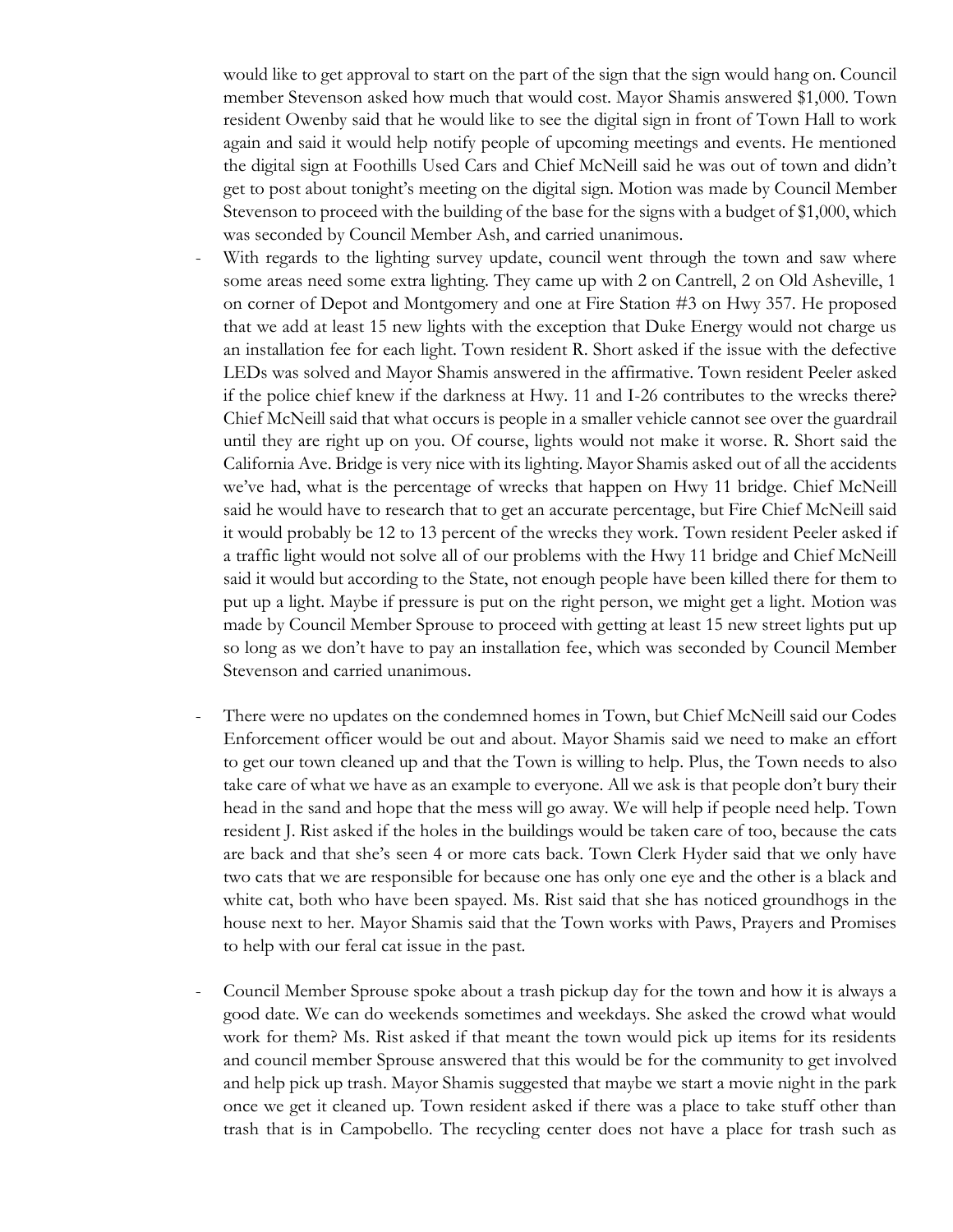would like to get approval to start on the part of the sign that the sign would hang on. Council member Stevenson asked how much that would cost. Mayor Shamis answered $1,000. Town resident Owenby said that he would like to see the digital sign in front of Town Hall to work again and said it would help notify people of upcoming meetings and events. He mentioned the digital sign at Foothills Used Cars and Chief McNeill said he was out of town and didn't get to post about tonight's meeting on the digital sign. Motion was made by Council Member Stevenson to proceed with the building of the base for the signs with a budget of $1,000, which was seconded by Council Member Ash, and carried unanimous.

- With regards to the lighting survey update, council went through the town and saw where some areas need some extra lighting. They came up with 2 on Cantrell, 2 on Old Asheville, 1 on corner of Depot and Montgomery and one at Fire Station #3 on Hwy 357. He proposed that we add at least 15 new lights with the exception that Duke Energy would not charge us an installation fee for each light. Town resident R. Short asked if the issue with the defective LEDs was solved and Mayor Shamis answered in the affirmative. Town resident Peeler asked if the police chief knew if the darkness at Hwy. 11 and I-26 contributes to the wrecks there? Chief McNeill said that what occurs is people in a smaller vehicle cannot see over the guardrail until they are right up on you. Of course, lights would not make it worse. R. Short said the California Ave. Bridge is very nice with its lighting. Mayor Shamis asked out of all the accidents we've had, what is the percentage of wrecks that happen on Hwy 11 bridge. Chief McNeill said he would have to research that to get an accurate percentage, but Fire Chief McNeill said it would probably be 12 to 13 percent of the wrecks they work. Town resident Peeler asked if a traffic light would not solve all of our problems with the Hwy 11 bridge and Chief McNeill said it would but according to the State, not enough people have been killed there for them to put up a light. Maybe if pressure is put on the right person, we might get a light. Motion was made by Council Member Sprouse to proceed with getting at least 15 new street lights put up so long as we don't have to pay an installation fee, which was seconded by Council Member Stevenson and carried unanimous.

- There were no updates on the condemned homes in Town, but Chief McNeill said our Codes Enforcement officer would be out and about. Mayor Shamis said we need to make an effort to get our town cleaned up and that the Town is willing to help. Plus, the Town needs to also take care of what we have as an example to everyone. All we ask is that people don't bury their head in the sand and hope that the mess will go away. We will help if people need help. Town resident J. Rist asked if the holes in the buildings would be taken care of too, because the cats are back and that she's seen 4 or more cats back. Town Clerk Hyder said that we only have two cats that we are responsible for because one has only one eye and the other is a black and white cat, both who have been spayed. Ms. Rist said that she has noticed groundhogs in the house next to her. Mayor Shamis said that the Town works with Paws, Prayers and Promises to help with our feral cat issue in the past.

- Council Member Sprouse spoke about a trash pickup day for the town and how it is always a good date. We can do weekends sometimes and weekdays. She asked the crowd what would work for them? Ms. Rist asked if that meant the town would pick up items for its residents and council member Sprouse answered that this would be for the community to get involved and help pick up trash. Mayor Shamis suggested that maybe we start a movie night in the park once we get it cleaned up. Town resident asked if there was a place to take stuff other than trash that is in Campobello. The recycling center does not have a place for trash such as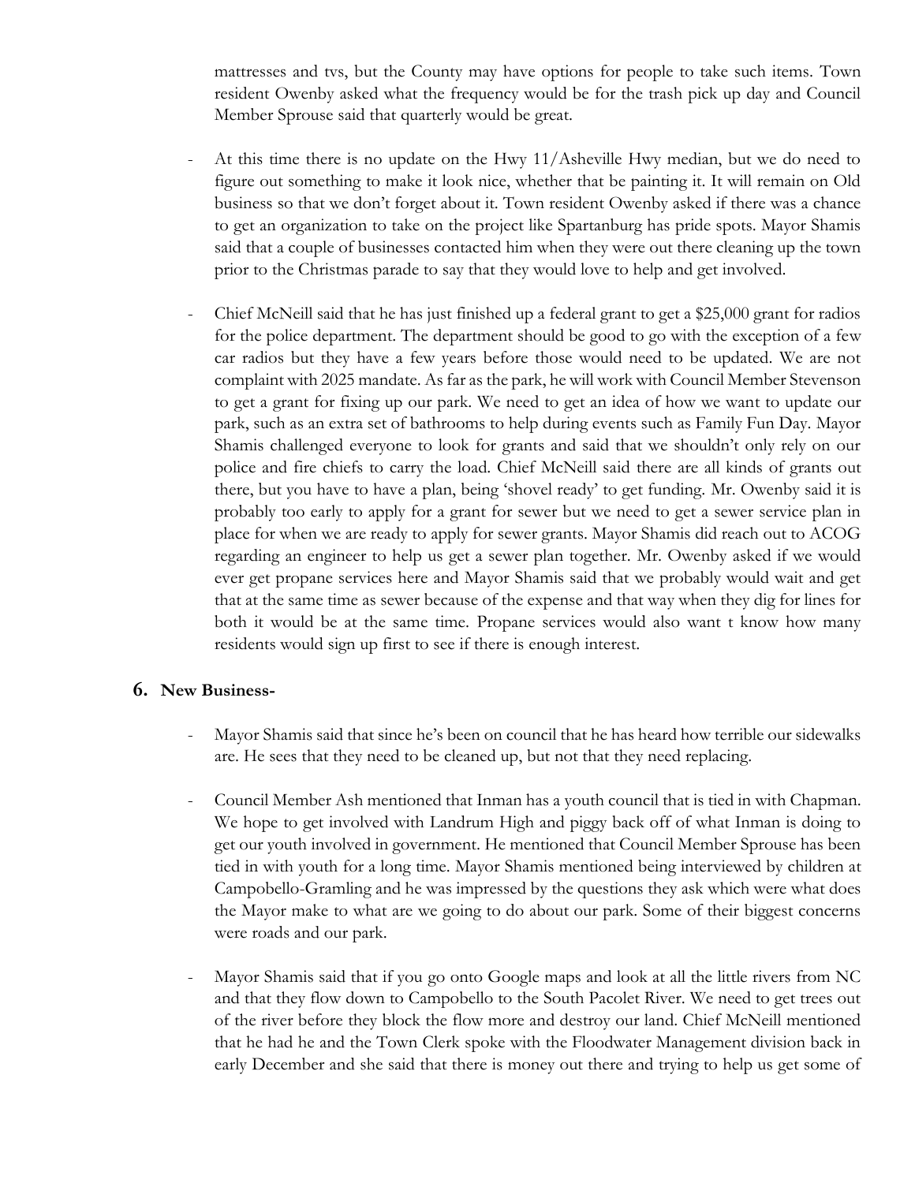mattresses and tvs, but the County may have options for people to take such items. Town resident Owenby asked what the frequency would be for the trash pick up day and Council Member Sprouse said that quarterly would be great.

- At this time there is no update on the Hwy 11/Asheville Hwy median, but we do need to figure out something to make it look nice, whether that be painting it. It will remain on Old business so that we don't forget about it. Town resident Owenby asked if there was a chance to get an organization to take on the project like Spartanburg has pride spots. Mayor Shamis said that a couple of businesses contacted him when they were out there cleaning up the town prior to the Christmas parade to say that they would love to help and get involved.

- Chief McNeill said that he has just finished up a federal grant to get a $25,000 grant for radios for the police department. The department should be good to go with the exception of a few car radios but they have a few years before those would need to be updated. We are not complaint with 2025 mandate. As far as the park, he will work with Council Member Stevenson to get a grant for fixing up our park. We need to get an idea of how we want to update our park, such as an extra set of bathrooms to help during events such as Family Fun Day. Mayor Shamis challenged everyone to look for grants and said that we shouldn't only rely on our police and fire chiefs to carry the load. Chief McNeill said there are all kinds of grants out there, but you have to have a plan, being 'shovel ready' to get funding. Mr. Owenby said it is probably too early to apply for a grant for sewer but we need to get a sewer service plan in place for when we are ready to apply for sewer grants. Mayor Shamis did reach out to ACOG regarding an engineer to help us get a sewer plan together. Mr. Owenby asked if we would ever get propane services here and Mayor Shamis said that we probably would wait and get that at the same time as sewer because of the expense and that way when they dig for lines for both it would be at the same time. Propane services would also want t know how many residents would sign up first to see if there is enough interest.

## 6. New Business-

- Mayor Shamis said that since he's been on council that he has heard how terrible our sidewalks are. He sees that they need to be cleaned up, but not that they need replacing.

- Council Member Ash mentioned that Inman has a youth council that is tied in with Chapman. We hope to get involved with Landrum High and piggy back off of what Inman is doing to get our youth involved in government. He mentioned that Council Member Sprouse has been tied in with youth for a long time. Mayor Shamis mentioned being interviewed by children at Campobello-Gramling and he was impressed by the questions they ask which were what does the Mayor make to what are we going to do about our park. Some of their biggest concerns were roads and our park.

- Mayor Shamis said that if you go onto Google maps and look at all the little rivers from NC and that they flow down to Campobello to the South Pacolet River. We need to get trees out of the river before they block the flow more and destroy our land. Chief McNeill mentioned that he had he and the Town Clerk spoke with the Floodwater Management division back in early December and she said that there is money out there and trying to help us get some of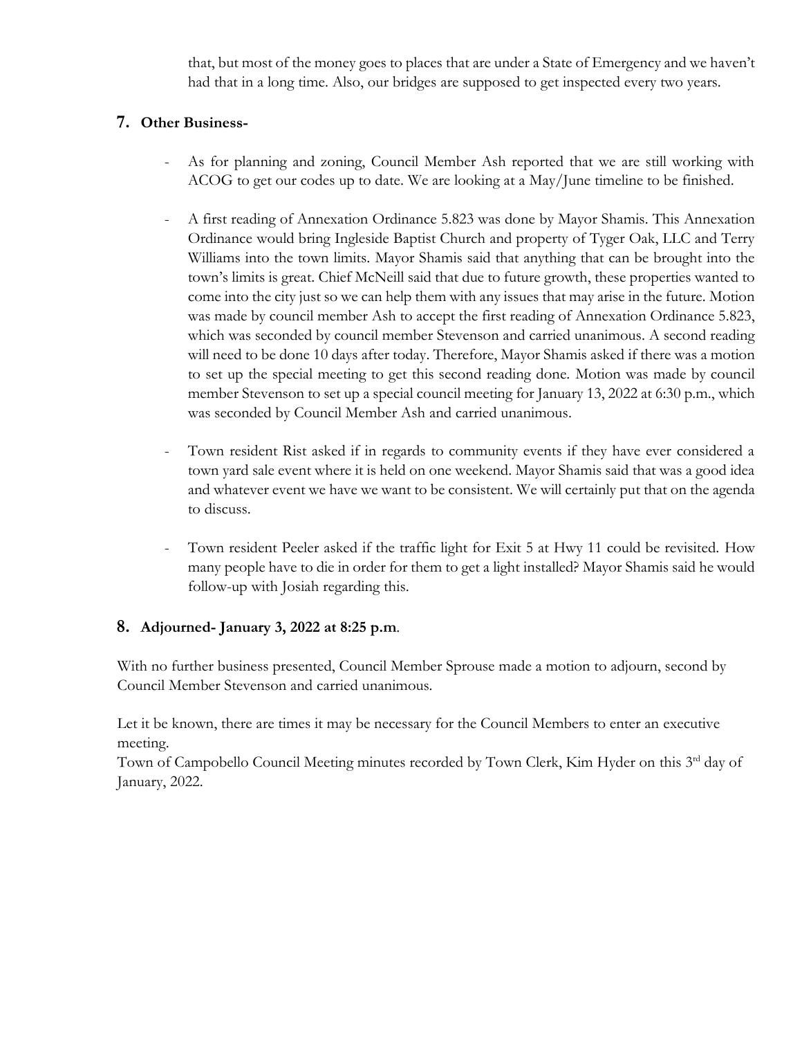that, but most of the money goes to places that are under a State of Emergency and we haven't had that in a long time. Also, our bridges are supposed to get inspected every two years.

## 7. Other Business-

- As for planning and zoning, Council Member Ash reported that we are still working with ACOG to get our codes up to date. We are looking at a May/June timeline to be finished.

- A first reading of Annexation Ordinance 5.823 was done by Mayor Shamis. This Annexation Ordinance would bring Ingleside Baptist Church and property of Tyger Oak, LLC and Terry Williams into the town limits. Mayor Shamis said that anything that can be brought into the town's limits is great. Chief McNeill said that due to future growth, these properties wanted to come into the city just so we can help them with any issues that may arise in the future. Motion was made by council member Ash to accept the first reading of Annexation Ordinance 5.823, which was seconded by council member Stevenson and carried unanimous. A second reading will need to be done 10 days after today. Therefore, Mayor Shamis asked if there was a motion to set up the special meeting to get this second reading done. Motion was made by council member Stevenson to set up a special council meeting for January 13, 2022 at 6:30 p.m., which was seconded by Council Member Ash and carried unanimous.

- Town resident Rist asked if in regards to community events if they have ever considered a town yard sale event where it is held on one weekend. Mayor Shamis said that was a good idea and whatever event we have we want to be consistent. We will certainly put that on the agenda to discuss.

- Town resident Peeler asked if the traffic light for Exit 5 at Hwy 11 could be revisited. How many people have to die in order for them to get a light installed? Mayor Shamis said he would follow-up with Josiah regarding this.

## 8. Adjourned- January 3, 2022 at 8:25 p.m.

With no further business presented, Council Member Sprouse made a motion to adjourn, second by Council Member Stevenson and carried unanimous.

Let it be known, there are times it may be necessary for the Council Members to enter an executive meeting.

Town of Campobello Council Meeting minutes recorded by Town Clerk, Kim Hyder on this 3rd day of January, 2022.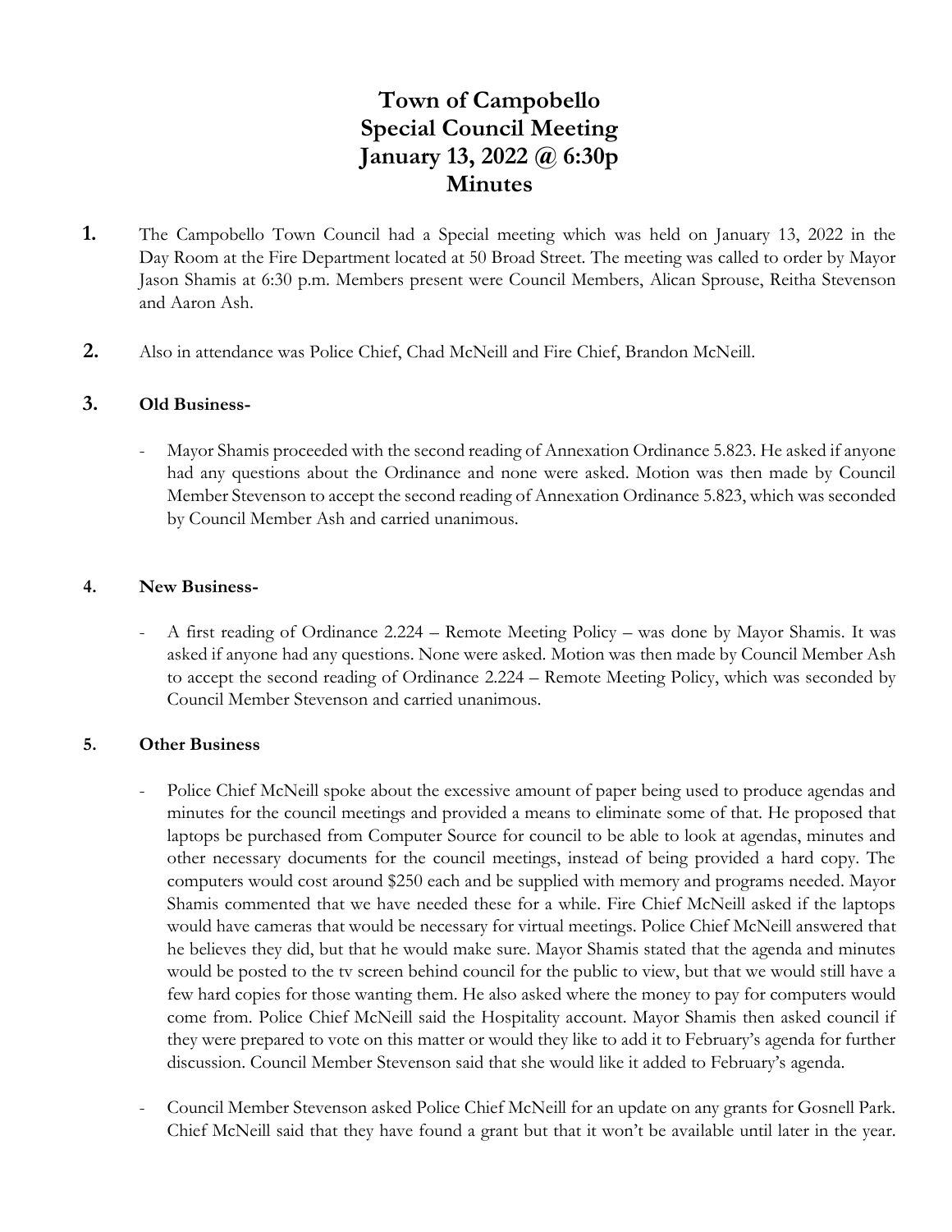# Town of Campobello
# Special Council Meeting
# January 13, 2022 @ 6:30p
# Minutes

**1.** The Campobello Town Council had a Special meeting which was held on January 13, 2022 in the Day Room at the Fire Department located at 50 Broad Street. The meeting was called to order by Mayor Jason Shamis at 6:30 p.m. Members present were Council Members, Alican Sprouse, Reitha Stevenson and Aaron Ash.

**2.** Also in attendance was Police Chief, Chad McNeill and Fire Chief, Brandon McNeill.

**3. Old Business-**

- Mayor Shamis proceeded with the second reading of Annexation Ordinance 5.823. He asked if anyone had any questions about the Ordinance and none were asked. Motion was then made by Council Member Stevenson to accept the second reading of Annexation Ordinance 5.823, which was seconded by Council Member Ash and carried unanimous.

**4. New Business-**

- A first reading of Ordinance 2.224 – Remote Meeting Policy – was done by Mayor Shamis. It was asked if anyone had any questions. None were asked. Motion was then made by Council Member Ash to accept the second reading of Ordinance 2.224 – Remote Meeting Policy, which was seconded by Council Member Stevenson and carried unanimous.

**5. Other Business**

- Police Chief McNeill spoke about the excessive amount of paper being used to produce agendas and minutes for the council meetings and provided a means to eliminate some of that. He proposed that laptops be purchased from Computer Source for council to be able to look at agendas, minutes and other necessary documents for the council meetings, instead of being provided a hard copy. The computers would cost around $250 each and be supplied with memory and programs needed. Mayor Shamis commented that we have needed these for a while. Fire Chief McNeill asked if the laptops would have cameras that would be necessary for virtual meetings. Police Chief McNeill answered that he believes they did, but that he would make sure. Mayor Shamis stated that the agenda and minutes would be posted to the tv screen behind council for the public to view, but that we would still have a few hard copies for those wanting them. He also asked where the money to pay for computers would come from. Police Chief McNeill said the Hospitality account. Mayor Shamis then asked council if they were prepared to vote on this matter or would they like to add it to February's agenda for further discussion. Council Member Stevenson said that she would like it added to February's agenda.

- Council Member Stevenson asked Police Chief McNeill for an update on any grants for Gosnell Park. Chief McNeill said that they have found a grant but that it won't be available until later in the year.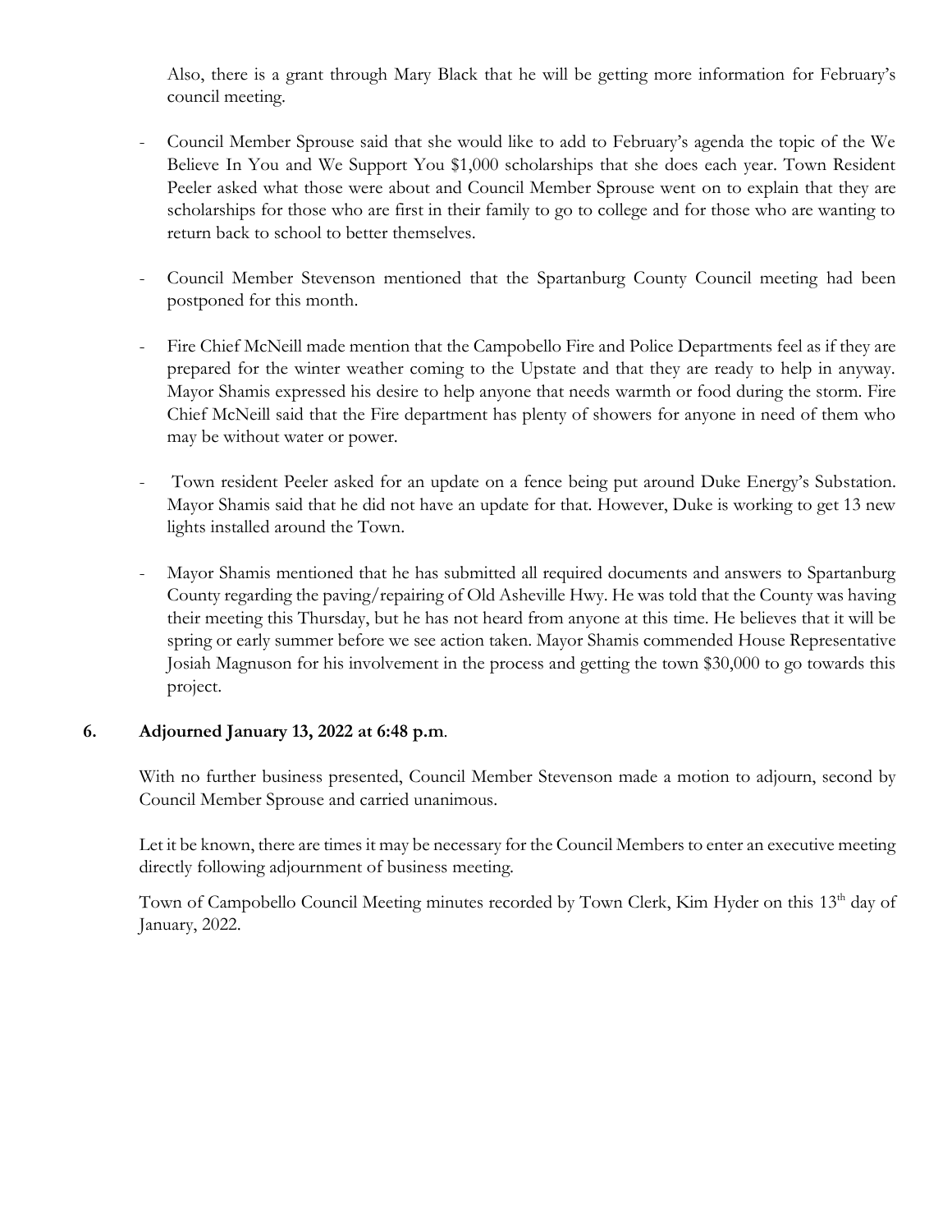Also, there is a grant through Mary Black that he will be getting more information for February's council meeting.

- Council Member Sprouse said that she would like to add to February's agenda the topic of the We Believe In You and We Support You $1,000 scholarships that she does each year. Town Resident Peeler asked what those were about and Council Member Sprouse went on to explain that they are scholarships for those who are first in their family to go to college and for those who are wanting to return back to school to better themselves.

- Council Member Stevenson mentioned that the Spartanburg County Council meeting had been postponed for this month.

- Fire Chief McNeill made mention that the Campobello Fire and Police Departments feel as if they are prepared for the winter weather coming to the Upstate and that they are ready to help in anyway. Mayor Shamis expressed his desire to help anyone that needs warmth or food during the storm. Fire Chief McNeill said that the Fire department has plenty of showers for anyone in need of them who may be without water or power.

- Town resident Peeler asked for an update on a fence being put around Duke Energy's Substation. Mayor Shamis said that he did not have an update for that. However, Duke is working to get 13 new lights installed around the Town.

- Mayor Shamis mentioned that he has submitted all required documents and answers to Spartanburg County regarding the paving/repairing of Old Asheville Hwy. He was told that the County was having their meeting this Thursday, but he has not heard from anyone at this time. He believes that it will be spring or early summer before we see action taken. Mayor Shamis commended House Representative Josiah Magnuson for his involvement in the process and getting the town $30,000 to go towards this project.

**6. Adjourned January 13, 2022 at 6:48 p.m.**

With no further business presented, Council Member Stevenson made a motion to adjourn, second by Council Member Sprouse and carried unanimous.

Let it be known, there are times it may be necessary for the Council Members to enter an executive meeting directly following adjournment of business meeting.

Town of Campobello Council Meeting minutes recorded by Town Clerk, Kim Hyder on this 13th day of January, 2022.